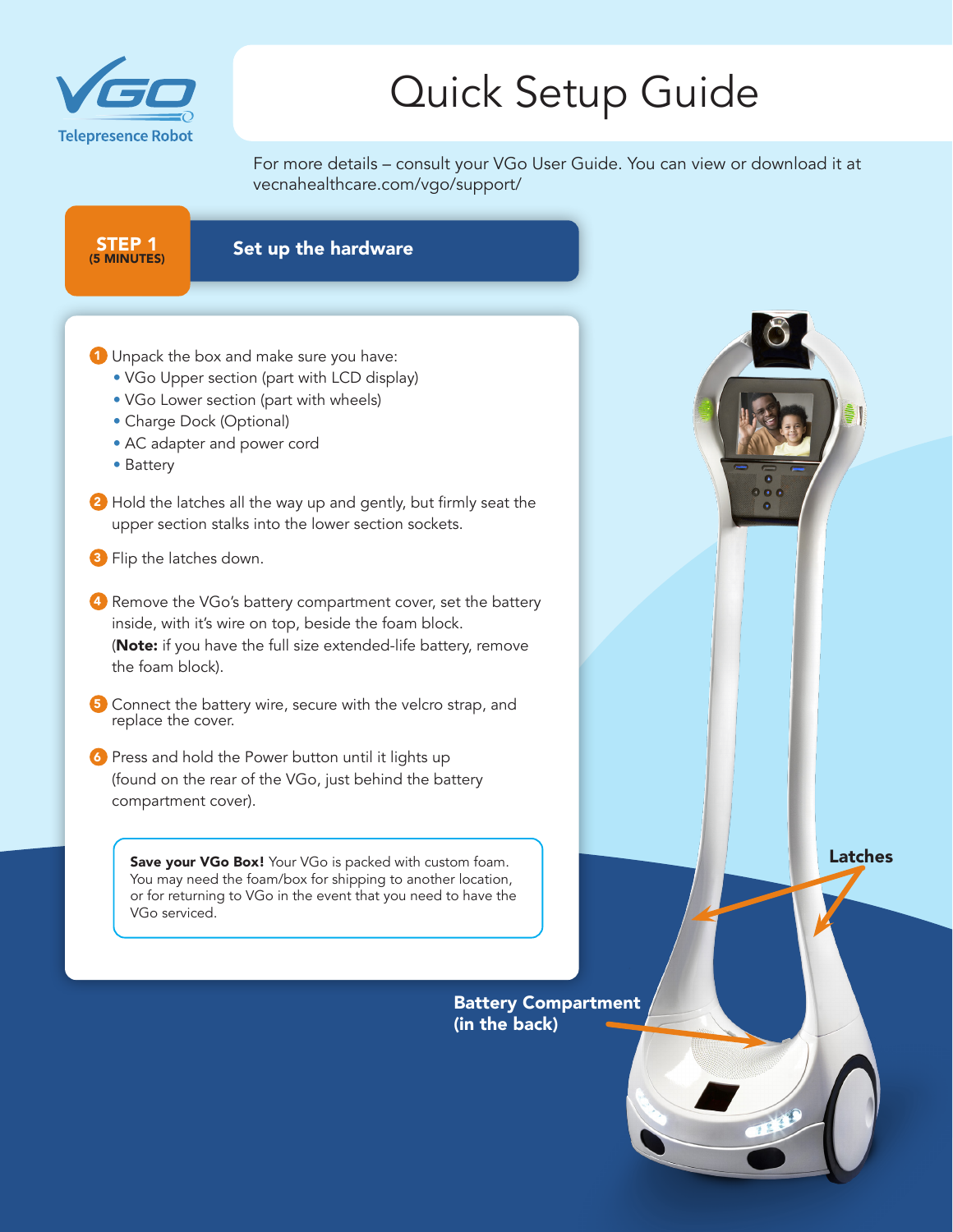VGO Telepresence Robot

# Quick Setup Guide

For more details – consult your VGo User Guide. You can view or download it at vecnahealthcare.com/vgo/support/

## STEP 1 (5 MINUTES) Set up the hardware

1. Unpack the box and make sure you have:
   - VGo Upper section (part with LCD display)
   - VGo Lower section (part with wheels)
   - Charge Dock (Optional)
   - AC adapter and power cord
   - Battery
2. Hold the latches all the way up and gently, but firmly seat the upper section stalks into the lower section sockets.
3. Flip the latches down.
4. Remove the VGo's battery compartment cover, set the battery inside, with it's wire on top, beside the foam block. (**Note:** if you have the full size extended-life battery, remove the foam block).
5. Connect the battery wire, secure with the velcro strap, and replace the cover.
6. Press and hold the Power button until it lights up (found on the rear of the VGo, just behind the battery compartment cover).

**Save your VGo Box!** Your VGo is packed with custom foam. You may need the foam/box for shipping to another location, or for returning to VGo in the event that you need to have the VGo serviced.

**Latches**

**Battery Compartment (in the back)**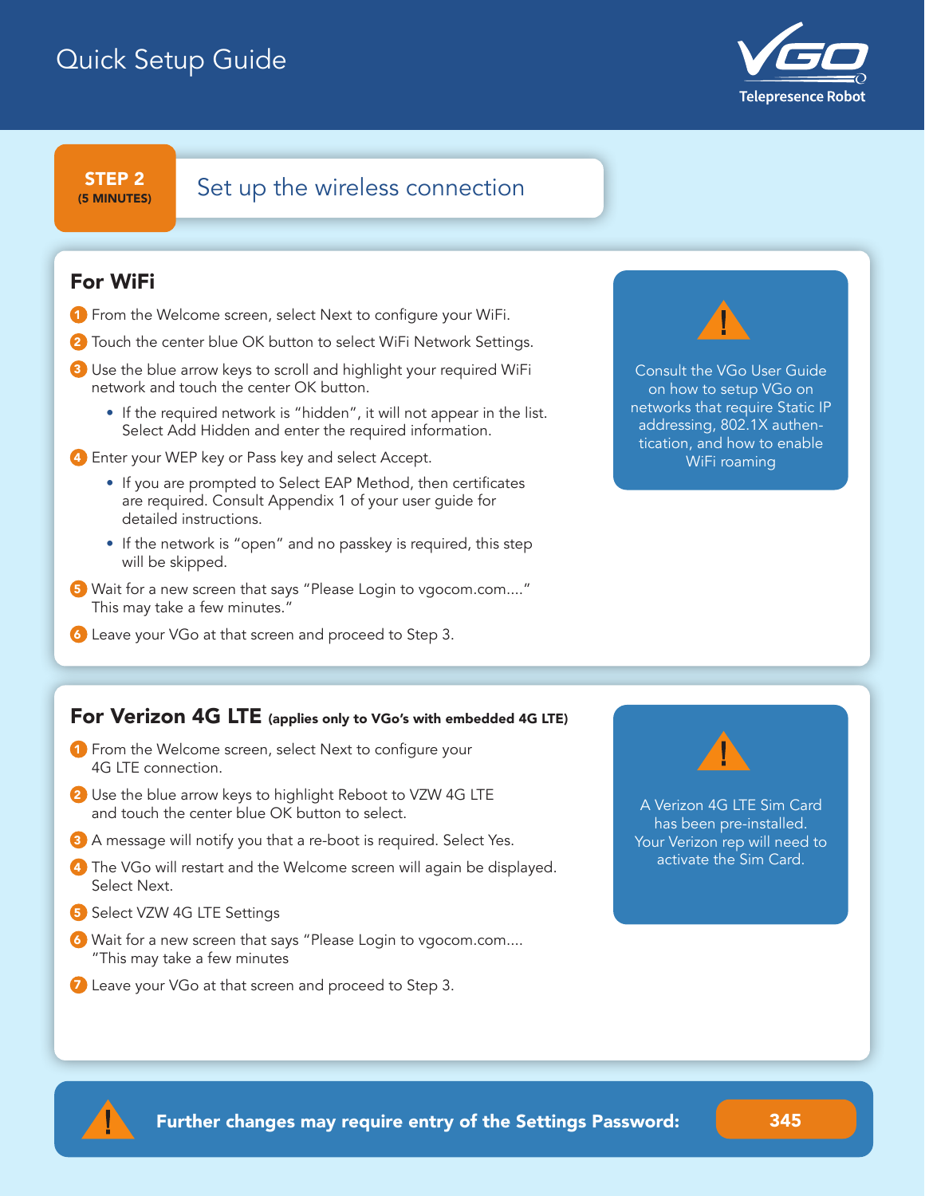Quick Setup Guide

VGO Telepresence Robot

**STEP 2** (5 MINUTES)

## Set up the wireless connection

### For WiFi

1. From the Welcome screen, select Next to configure your WiFi.
2. Touch the center blue OK button to select WiFi Network Settings.
3. Use the blue arrow keys to scroll and highlight your required WiFi network and touch the center OK button.
   - If the required network is "hidden", it will not appear in the list. Select Add Hidden and enter the required information.
4. Enter your WEP key or Pass key and select Accept.
   - If you are prompted to Select EAP Method, then certificates are required. Consult Appendix 1 of your user guide for detailed instructions.
   - If the network is "open" and no passkey is required, this step will be skipped.
5. Wait for a new screen that says "Please Login to vgocom.com...." This may take a few minutes."
6. Leave your VGo at that screen and proceed to Step 3.

> ⚠ Consult the VGo User Guide on how to setup VGo on networks that require Static IP addressing, 802.1X authentication, and how to enable WiFi roaming

### For Verizon 4G LTE (applies only to VGo's with embedded 4G LTE)

1. From the Welcome screen, select Next to configure your 4G LTE connection.
2. Use the blue arrow keys to highlight Reboot to VZW 4G LTE and touch the center blue OK button to select.
3. A message will notify you that a re-boot is required. Select Yes.
4. The VGo will restart and the Welcome screen will again be displayed. Select Next.
5. Select VZW 4G LTE Settings
6. Wait for a new screen that says "Please Login to vgocom.com.... "This may take a few minutes
7. Leave your VGo at that screen and proceed to Step 3.

> ⚠ A Verizon 4G LTE Sim Card has been pre-installed. Your Verizon rep will need to activate the Sim Card.

⚠ **Further changes may require entry of the Settings Password: 345**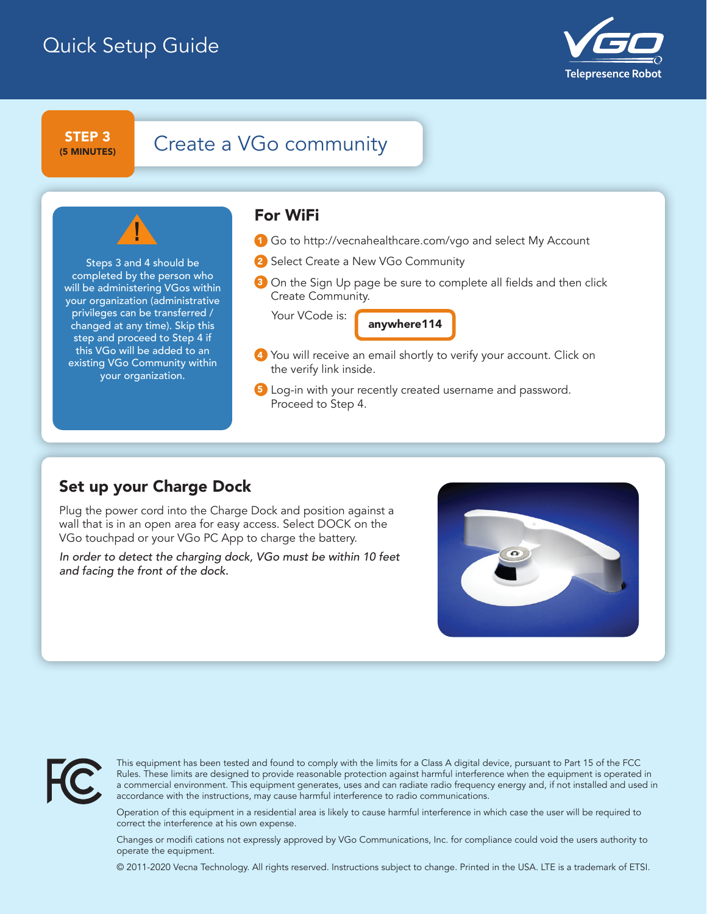# Quick Setup Guide

VGO Telepresence Robot

## STEP 3 (5 MINUTES) Create a VGo community

⚠ Steps 3 and 4 should be completed by the person who will be administering VGos within your organization (administrative privileges can be transferred / changed at any time). Skip this step and proceed to Step 4 if this VGo will be added to an existing VGo Community within your organization.

### For WiFi

1. Go to http://vecnahealthcare.com/vgo and select My Account
2. Select Create a New VGo Community
3. On the Sign Up page be sure to complete all fields and then click Create Community.

   Your VCode is: **anywhere114**

4. You will receive an email shortly to verify your account. Click on the verify link inside.
5. Log-in with your recently created username and password. Proceed to Step 4.

## Set up your Charge Dock

Plug the power cord into the Charge Dock and position against a wall that is in an open area for easy access. Select DOCK on the VGo touchpad or your VGo PC App to charge the battery.

*In order to detect the charging dock, VGo must be within 10 feet and facing the front of the dock.*

This equipment has been tested and found to comply with the limits for a Class A digital device, pursuant to Part 15 of the FCC Rules. These limits are designed to provide reasonable protection against harmful interference when the equipment is operated in a commercial environment. This equipment generates, uses and can radiate radio frequency energy and, if not installed and used in accordance with the instructions, may cause harmful interference to radio communications.

Operation of this equipment in a residential area is likely to cause harmful interference in which case the user will be required to correct the interference at his own expense.

Changes or modifi cations not expressly approved by VGo Communications, Inc. for compliance could void the users authority to operate the equipment.

© 2011-2020 Vecna Technology. All rights reserved. Instructions subject to change. Printed in the USA. LTE is a trademark of ETSI.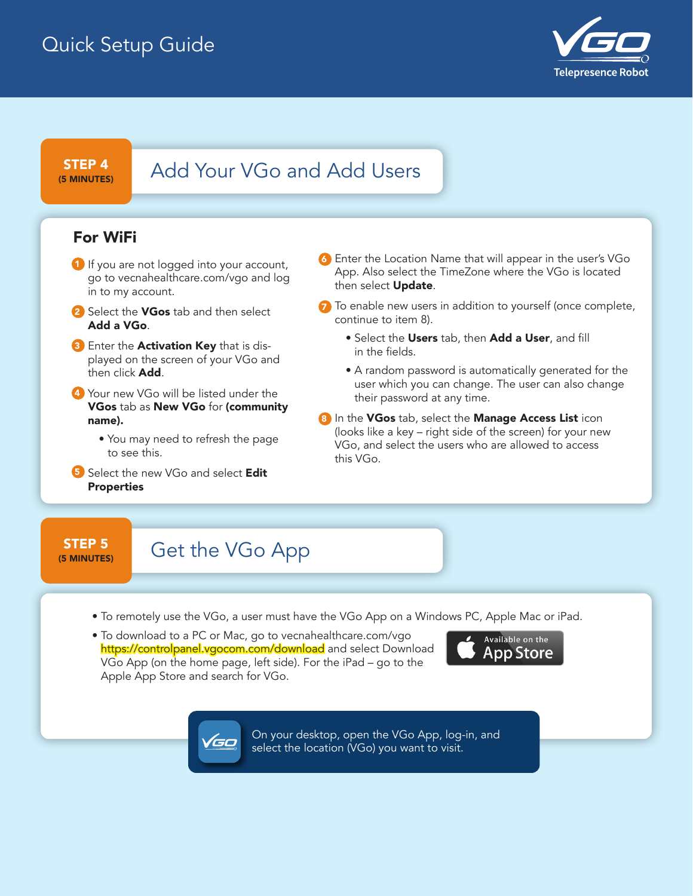# Quick Setup Guide

VGO Telepresence Robot

## STEP 4 (5 MINUTES) Add Your VGo and Add Users

### For WiFi

1. If you are not logged into your account, go to vecnahealthcare.com/vgo and log in to my account.
2. Select the **VGos** tab and then select **Add a VGo**.
3. Enter the **Activation Key** that is displayed on the screen of your VGo and then click **Add**.
4. Your new VGo will be listed under the **VGos** tab as **New VGo** for **(community name).**
   - You may need to refresh the page to see this.
5. Select the new VGo and select **Edit Properties**
6. Enter the Location Name that will appear in the user's VGo App. Also select the TimeZone where the VGo is located then select **Update**.
7. To enable new users in addition to yourself (once complete, continue to item 8).
   - Select the **Users** tab, then **Add a User**, and fill in the fields.
   - A random password is automatically generated for the user which you can change. The user can also change their password at any time.
8. In the **VGos** tab, select the **Manage Access List** icon (looks like a key – right side of the screen) for your new VGo, and select the users who are allowed to access this VGo.

## STEP 5 (5 MINUTES) Get the VGo App

- To remotely use the VGo, a user must have the VGo App on a Windows PC, Apple Mac or iPad.
- To download to a PC or Mac, go to vecnahealthcare.com/vgo https://controlpanel.vgocom.com/download and select Download VGo App (on the home page, left side). For the iPad – go to the Apple App Store and search for VGo.

Available on the App Store

On your desktop, open the VGo App, log-in, and select the location (VGo) you want to visit.